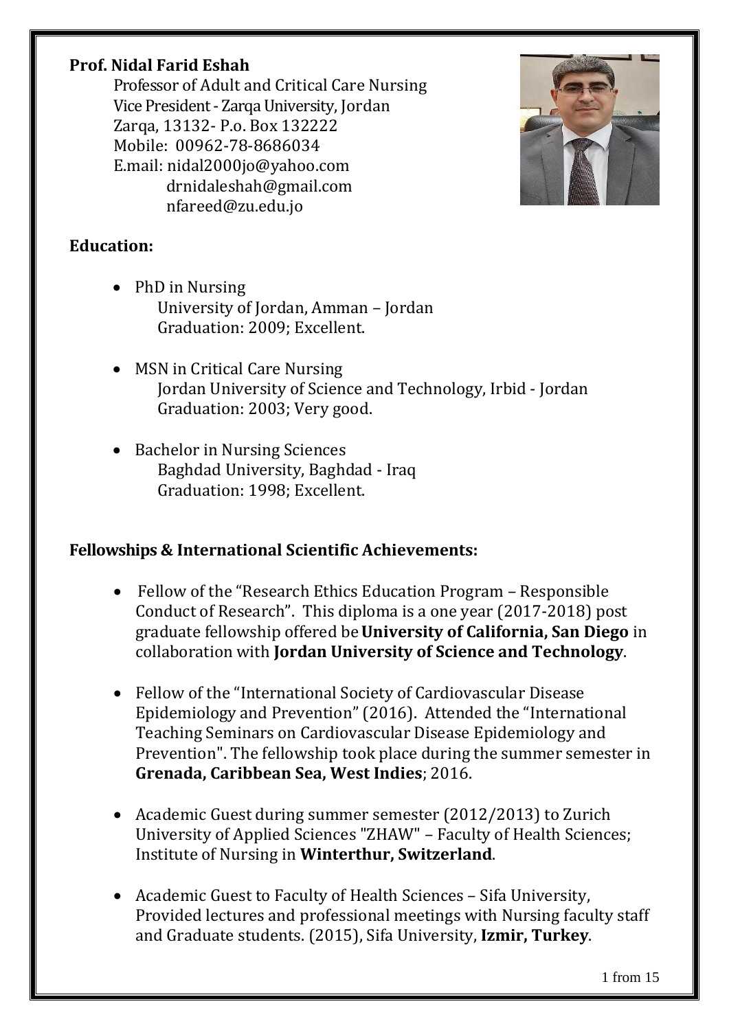**Prof. Nidal Farid Eshah**

Professor of Adult and Critical Care Nursing
Vice President - Zarqa University, Jordan
Zarqa, 13132- P.o. Box 132222
Mobile: 00962-78-8686034
E.mail: nidal2000jo@yahoo.com
drnidaleshah@gmail.com
nfareed@zu.edu.jo

## Education:

- PhD in Nursing
  University of Jordan, Amman – Jordan
  Graduation: 2009; Excellent.

- MSN in Critical Care Nursing
  Jordan University of Science and Technology, Irbid - Jordan
  Graduation: 2003; Very good.

- Bachelor in Nursing Sciences
  Baghdad University, Baghdad - Iraq
  Graduation: 1998; Excellent.

## Fellowships & International Scientific Achievements:

- Fellow of the "Research Ethics Education Program – Responsible Conduct of Research". This diploma is a one year (2017-2018) post graduate fellowship offered be **University of California, San Diego** in collaboration with **Jordan University of Science and Technology**.

- Fellow of the "International Society of Cardiovascular Disease Epidemiology and Prevention" (2016). Attended the "International Teaching Seminars on Cardiovascular Disease Epidemiology and Prevention". The fellowship took place during the summer semester in **Grenada, Caribbean Sea, West Indies**; 2016.

- Academic Guest during summer semester (2012/2013) to Zurich University of Applied Sciences "ZHAW" – Faculty of Health Sciences; Institute of Nursing in **Winterthur, Switzerland**.

- Academic Guest to Faculty of Health Sciences – Sifa University, Provided lectures and professional meetings with Nursing faculty staff and Graduate students. (2015), Sifa University, **Izmir, Turkey**.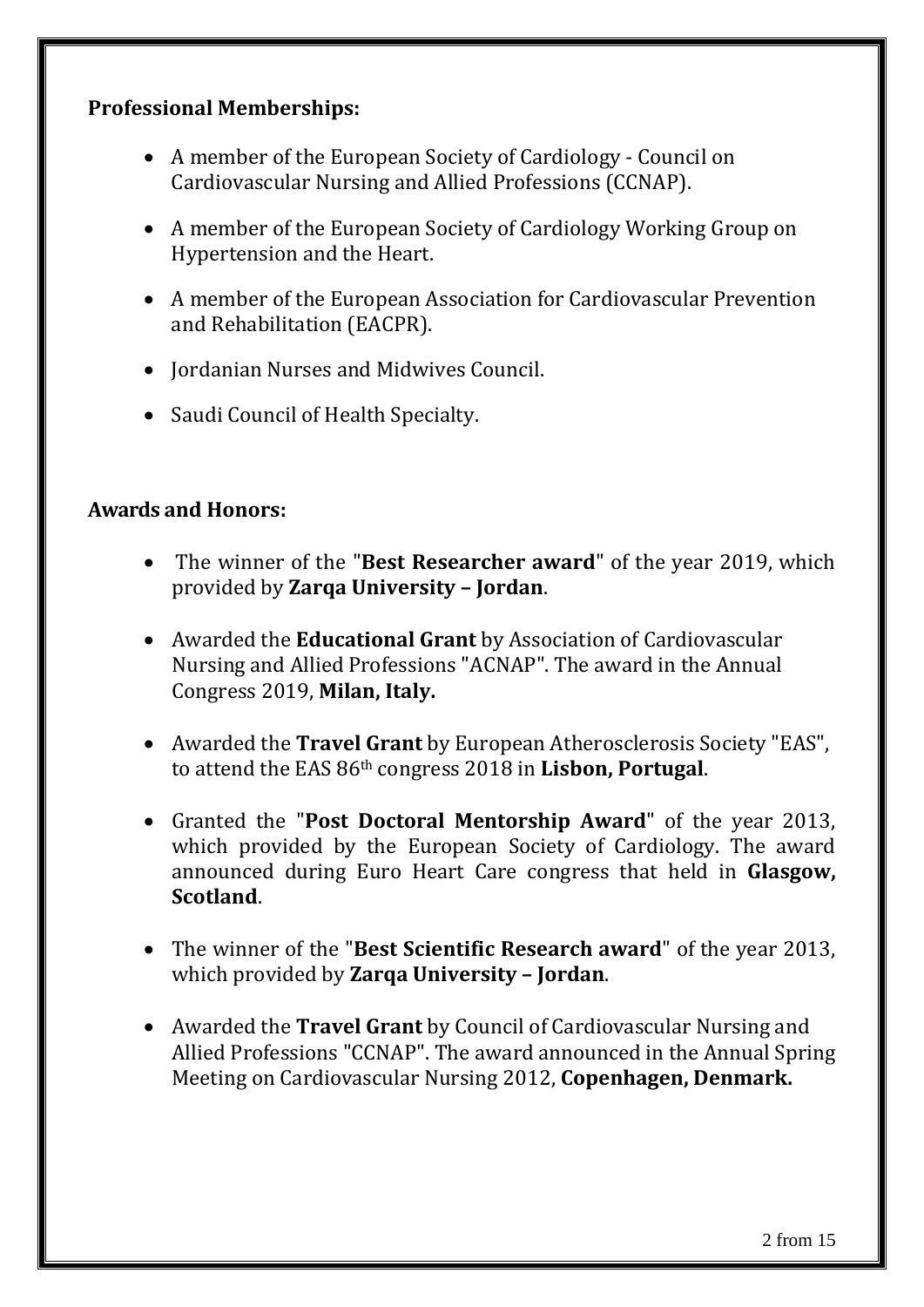**Professional Memberships:**

- A member of the European Society of Cardiology - Council on Cardiovascular Nursing and Allied Professions (CCNAP).
- A member of the European Society of Cardiology Working Group on Hypertension and the Heart.
- A member of the European Association for Cardiovascular Prevention and Rehabilitation (EACPR).
- Jordanian Nurses and Midwives Council.
- Saudi Council of Health Specialty.

**Awards and Honors:**

- The winner of the "**Best Researcher award**" of the year 2019, which provided by **Zarqa University – Jordan**.
- Awarded the **Educational Grant** by Association of Cardiovascular Nursing and Allied Professions "ACNAP". The award in the Annual Congress 2019, **Milan, Italy.**
- Awarded the **Travel Grant** by European Atherosclerosis Society "EAS", to attend the EAS 86th congress 2018 in **Lisbon, Portugal**.
- Granted the "**Post Doctoral Mentorship Award**" of the year 2013, which provided by the European Society of Cardiology. The award announced during Euro Heart Care congress that held in **Glasgow, Scotland**.
- The winner of the "**Best Scientific Research award**" of the year 2013, which provided by **Zarqa University – Jordan**.
- Awarded the **Travel Grant** by Council of Cardiovascular Nursing and Allied Professions "CCNAP". The award announced in the Annual Spring Meeting on Cardiovascular Nursing 2012, **Copenhagen, Denmark.**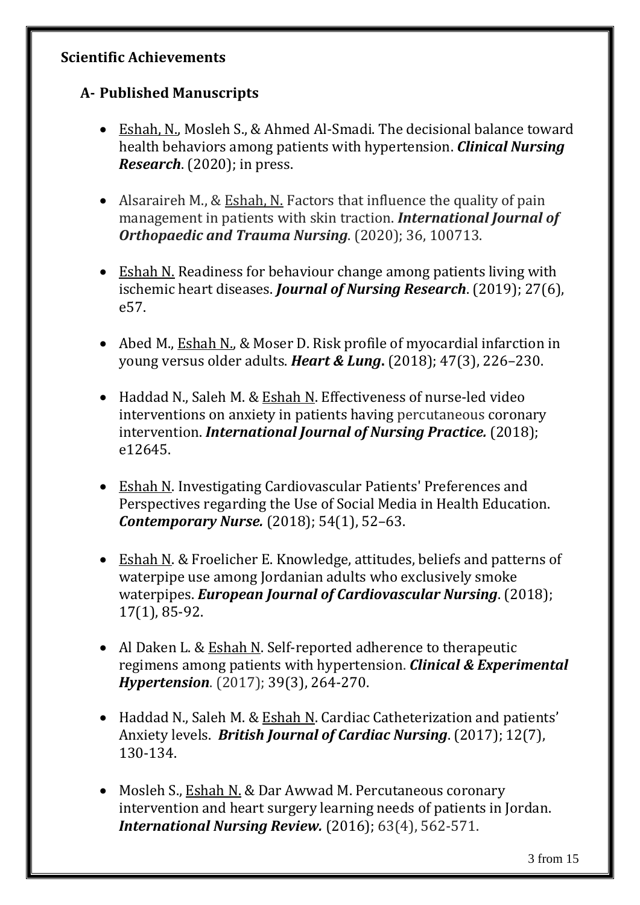## Scientific Achievements

### A- Published Manuscripts

- Eshah, N., Mosleh S., & Ahmed Al-Smadi. The decisional balance toward health behaviors among patients with hypertension. ***Clinical Nursing Research***. (2020); in press.

- Alsaraireh M., & Eshah, N. Factors that influence the quality of pain management in patients with skin traction. ***International Journal of Orthopaedic and Trauma Nursing***. (2020); 36, 100713.

- Eshah N. Readiness for behaviour change among patients living with ischemic heart diseases. ***Journal of Nursing Research***. (2019); 27(6), e57.

- Abed M., Eshah N., & Moser D. Risk profile of myocardial infarction in young versus older adults. ***Heart & Lung*****.** (2018); 47(3), 226–230.

- Haddad N., Saleh M. & Eshah N. Effectiveness of nurse-led video interventions on anxiety in patients having percutaneous coronary intervention. ***International Journal of Nursing Practice.*** (2018); e12645.

- Eshah N. Investigating Cardiovascular Patients' Preferences and Perspectives regarding the Use of Social Media in Health Education. ***Contemporary Nurse.*** (2018); 54(1), 52–63.

- Eshah N. & Froelicher E. Knowledge, attitudes, beliefs and patterns of waterpipe use among Jordanian adults who exclusively smoke waterpipes. ***European Journal of Cardiovascular Nursing***. (2018); 17(1), 85-92.

- Al Daken L. & Eshah N. Self-reported adherence to therapeutic regimens among patients with hypertension. ***Clinical & Experimental Hypertension***. (2017); 39(3), 264-270.

- Haddad N., Saleh M. & Eshah N. Cardiac Catheterization and patients' Anxiety levels. ***British Journal of Cardiac Nursing***. (2017); 12(7), 130-134.

- Mosleh S., Eshah N. & Dar Awwad M. Percutaneous coronary intervention and heart surgery learning needs of patients in Jordan. ***International Nursing Review.*** (2016); 63(4), 562-571.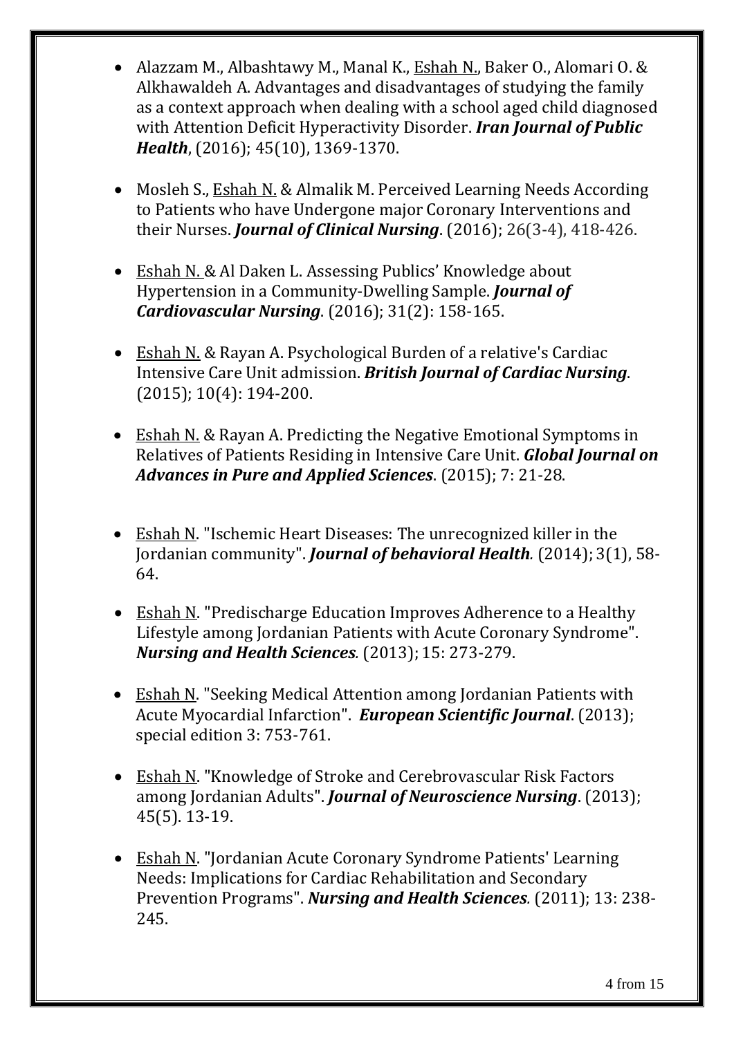- Alazzam M., Albashtawy M., Manal K., <u>Eshah N.</u>, Baker O., Alomari O. & Alkhawaldeh A. Advantages and disadvantages of studying the family as a context approach when dealing with a school aged child diagnosed with Attention Deficit Hyperactivity Disorder. ***Iran Journal of Public Health***, (2016); 45(10), 1369-1370.

- Mosleh S., <u>Eshah N.</u> & Almalik M. Perceived Learning Needs According to Patients who have Undergone major Coronary Interventions and their Nurses. ***Journal of Clinical Nursing***. (2016); 26(3-4), 418-426.

- <u>Eshah N.</u> & Al Daken L. Assessing Publics' Knowledge about Hypertension in a Community-Dwelling Sample. ***Journal of Cardiovascular Nursing***. (2016); 31(2): 158-165.

- <u>Eshah N.</u> & Rayan A. Psychological Burden of a relative's Cardiac Intensive Care Unit admission. ***British Journal of Cardiac Nursing***. (2015); 10(4): 194-200.

- <u>Eshah N.</u> & Rayan A. Predicting the Negative Emotional Symptoms in Relatives of Patients Residing in Intensive Care Unit. ***Global Journal on Advances in Pure and Applied Sciences***. (2015); 7: 21-28.

- <u>Eshah N</u>. "Ischemic Heart Diseases: The unrecognized killer in the Jordanian community". ***Journal of behavioral Health.*** (2014); 3(1), 58-64.

- <u>Eshah N</u>. "Predischarge Education Improves Adherence to a Healthy Lifestyle among Jordanian Patients with Acute Coronary Syndrome". ***Nursing and Health Sciences.*** (2013); 15: 273-279.

- <u>Eshah N</u>. "Seeking Medical Attention among Jordanian Patients with Acute Myocardial Infarction". ***European Scientific Journal***. (2013); special edition 3: 753-761.

- <u>Eshah N</u>. "Knowledge of Stroke and Cerebrovascular Risk Factors among Jordanian Adults". ***Journal of Neuroscience Nursing***. (2013); 45(5). 13-19.

- <u>Eshah N</u>. "Jordanian Acute Coronary Syndrome Patients' Learning Needs: Implications for Cardiac Rehabilitation and Secondary Prevention Programs". ***Nursing and Health Sciences.*** (2011); 13: 238-245.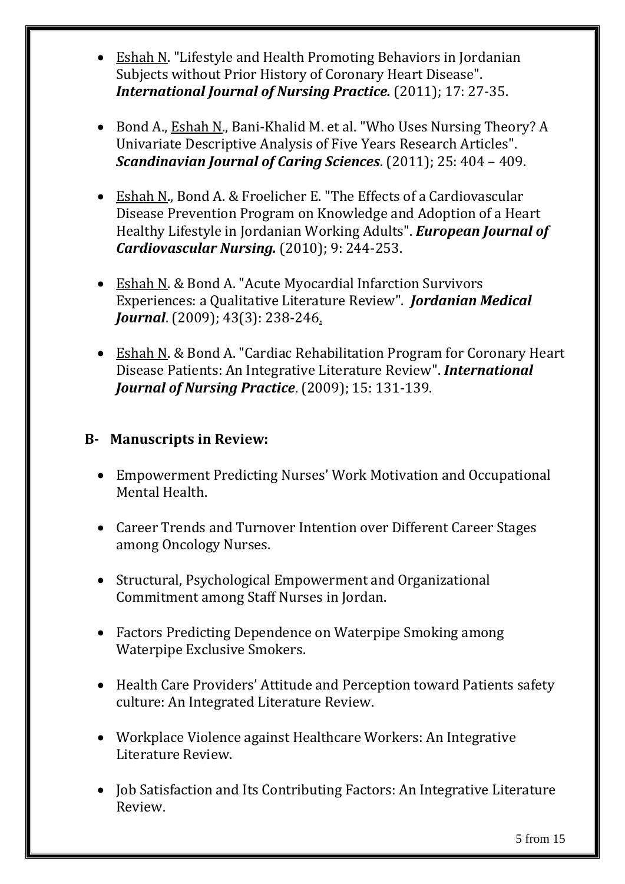- Eshah N. "Lifestyle and Health Promoting Behaviors in Jordanian Subjects without Prior History of Coronary Heart Disease". ***International Journal of Nursing Practice.*** (2011); 17: 27-35.

- Bond A., Eshah N., Bani-Khalid M. et al. "Who Uses Nursing Theory? A Univariate Descriptive Analysis of Five Years Research Articles". ***Scandinavian Journal of Caring Sciences***. (2011); 25: 404 – 409.

- Eshah N., Bond A. & Froelicher E. "The Effects of a Cardiovascular Disease Prevention Program on Knowledge and Adoption of a Heart Healthy Lifestyle in Jordanian Working Adults". ***European Journal of Cardiovascular Nursing.*** (2010); 9: 244-253.

- Eshah N. & Bond A. "Acute Myocardial Infarction Survivors Experiences: a Qualitative Literature Review". ***Jordanian Medical Journal***. (2009); 43(3): 238-246.

- Eshah N. & Bond A. "Cardiac Rehabilitation Program for Coronary Heart Disease Patients: An Integrative Literature Review". ***International Journal of Nursing Practice***. (2009); 15: 131-139.

## B- Manuscripts in Review:

- Empowerment Predicting Nurses' Work Motivation and Occupational Mental Health.

- Career Trends and Turnover Intention over Different Career Stages among Oncology Nurses.

- Structural, Psychological Empowerment and Organizational Commitment among Staff Nurses in Jordan.

- Factors Predicting Dependence on Waterpipe Smoking among Waterpipe Exclusive Smokers.

- Health Care Providers' Attitude and Perception toward Patients safety culture: An Integrated Literature Review.

- Workplace Violence against Healthcare Workers: An Integrative Literature Review.

- Job Satisfaction and Its Contributing Factors: An Integrative Literature Review.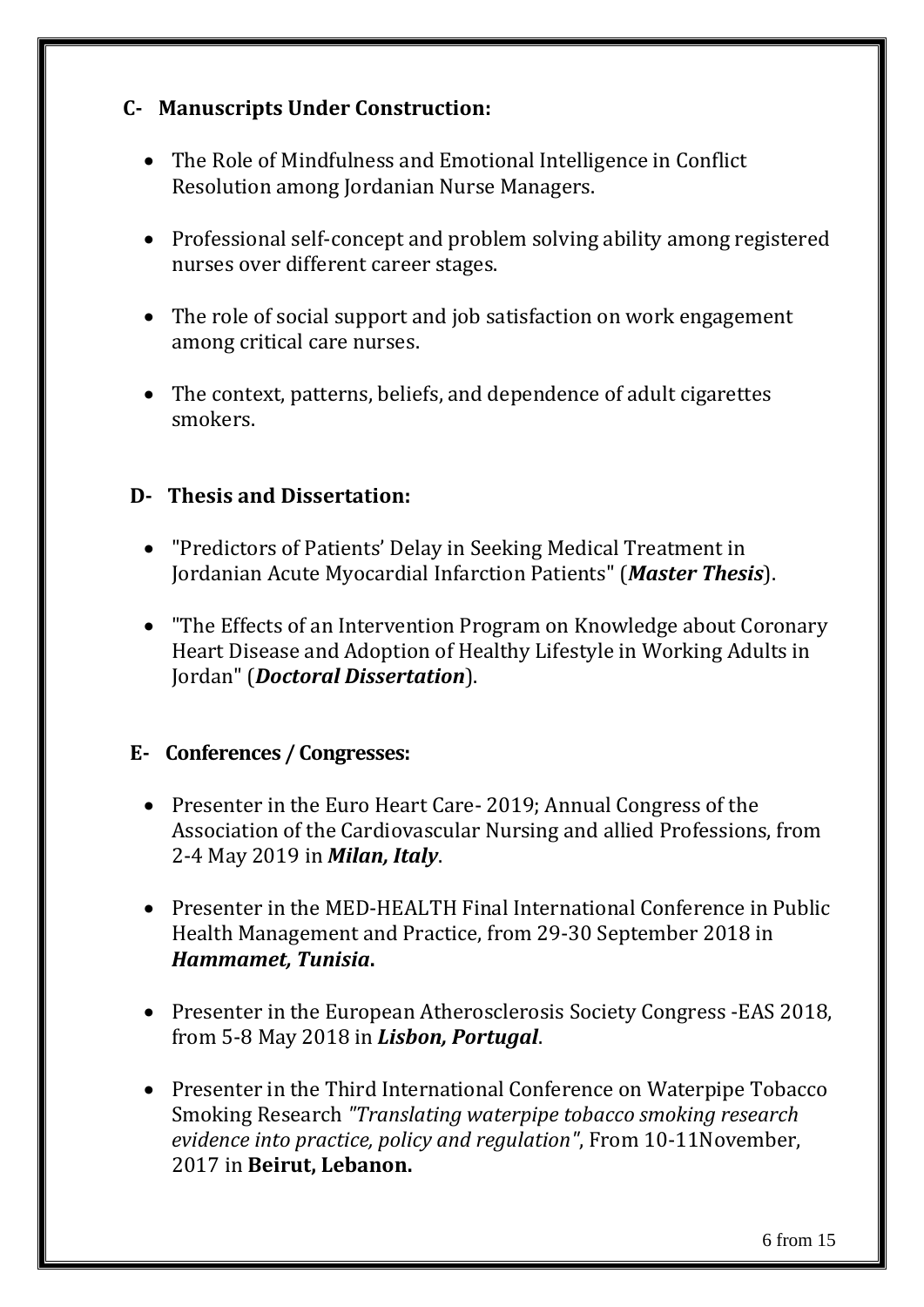## C- Manuscripts Under Construction:

- The Role of Mindfulness and Emotional Intelligence in Conflict Resolution among Jordanian Nurse Managers.

- Professional self-concept and problem solving ability among registered nurses over different career stages.

- The role of social support and job satisfaction on work engagement among critical care nurses.

- The context, patterns, beliefs, and dependence of adult cigarettes smokers.

## D- Thesis and Dissertation:

- "Predictors of Patients' Delay in Seeking Medical Treatment in Jordanian Acute Myocardial Infarction Patients" (***Master Thesis***).

- "The Effects of an Intervention Program on Knowledge about Coronary Heart Disease and Adoption of Healthy Lifestyle in Working Adults in Jordan" (***Doctoral Dissertation***).

## E- Conferences / Congresses:

- Presenter in the Euro Heart Care- 2019; Annual Congress of the Association of the Cardiovascular Nursing and allied Professions, from 2-4 May 2019 in ***Milan, Italy***.

- Presenter in the MED-HEALTH Final International Conference in Public Health Management and Practice, from 29-30 September 2018 in ***Hammamet, Tunisia*.**

- Presenter in the European Atherosclerosis Society Congress -EAS 2018, from 5-8 May 2018 in ***Lisbon, Portugal***.

- Presenter in the Third International Conference on Waterpipe Tobacco Smoking Research *"Translating waterpipe tobacco smoking research evidence into practice, policy and regulation"*, From 10-11November, 2017 in **Beirut, Lebanon.**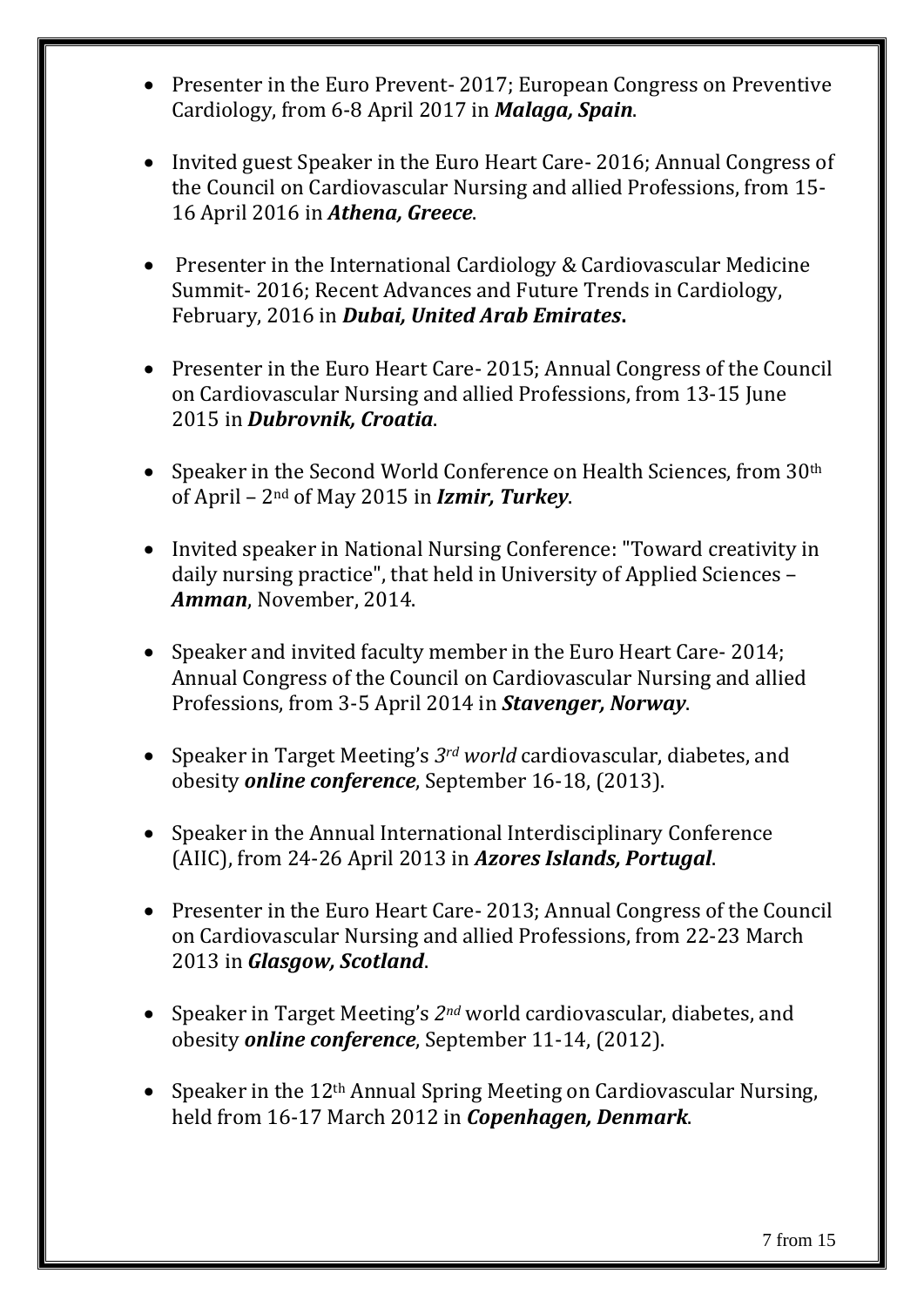- Presenter in the Euro Prevent- 2017; European Congress on Preventive Cardiology, from 6-8 April 2017 in ***Malaga, Spain***.

- Invited guest Speaker in the Euro Heart Care- 2016; Annual Congress of the Council on Cardiovascular Nursing and allied Professions, from 15-16 April 2016 in ***Athena, Greece***.

- Presenter in the International Cardiology & Cardiovascular Medicine Summit- 2016; Recent Advances and Future Trends in Cardiology, February, 2016 in ***Dubai, United Arab Emirates*.**

- Presenter in the Euro Heart Care- 2015; Annual Congress of the Council on Cardiovascular Nursing and allied Professions, from 13-15 June 2015 in ***Dubrovnik, Croatia***.

- Speaker in the Second World Conference on Health Sciences, from 30th of April – 2nd of May 2015 in ***Izmir, Turkey***.

- Invited speaker in National Nursing Conference: "Toward creativity in daily nursing practice", that held in University of Applied Sciences – ***Amman***, November, 2014.

- Speaker and invited faculty member in the Euro Heart Care- 2014; Annual Congress of the Council on Cardiovascular Nursing and allied Professions, from 3-5 April 2014 in ***Stavenger, Norway***.

- Speaker in Target Meeting's *3rd world* cardiovascular, diabetes, and obesity ***online conference***, September 16-18, (2013).

- Speaker in the Annual International Interdisciplinary Conference (AIIC), from 24-26 April 2013 in ***Azores Islands, Portugal***.

- Presenter in the Euro Heart Care- 2013; Annual Congress of the Council on Cardiovascular Nursing and allied Professions, from 22-23 March 2013 in ***Glasgow, Scotland***.

- Speaker in Target Meeting's *2nd* world cardiovascular, diabetes, and obesity ***online conference***, September 11-14, (2012).

- Speaker in the 12th Annual Spring Meeting on Cardiovascular Nursing, held from 16-17 March 2012 in ***Copenhagen, Denmark***.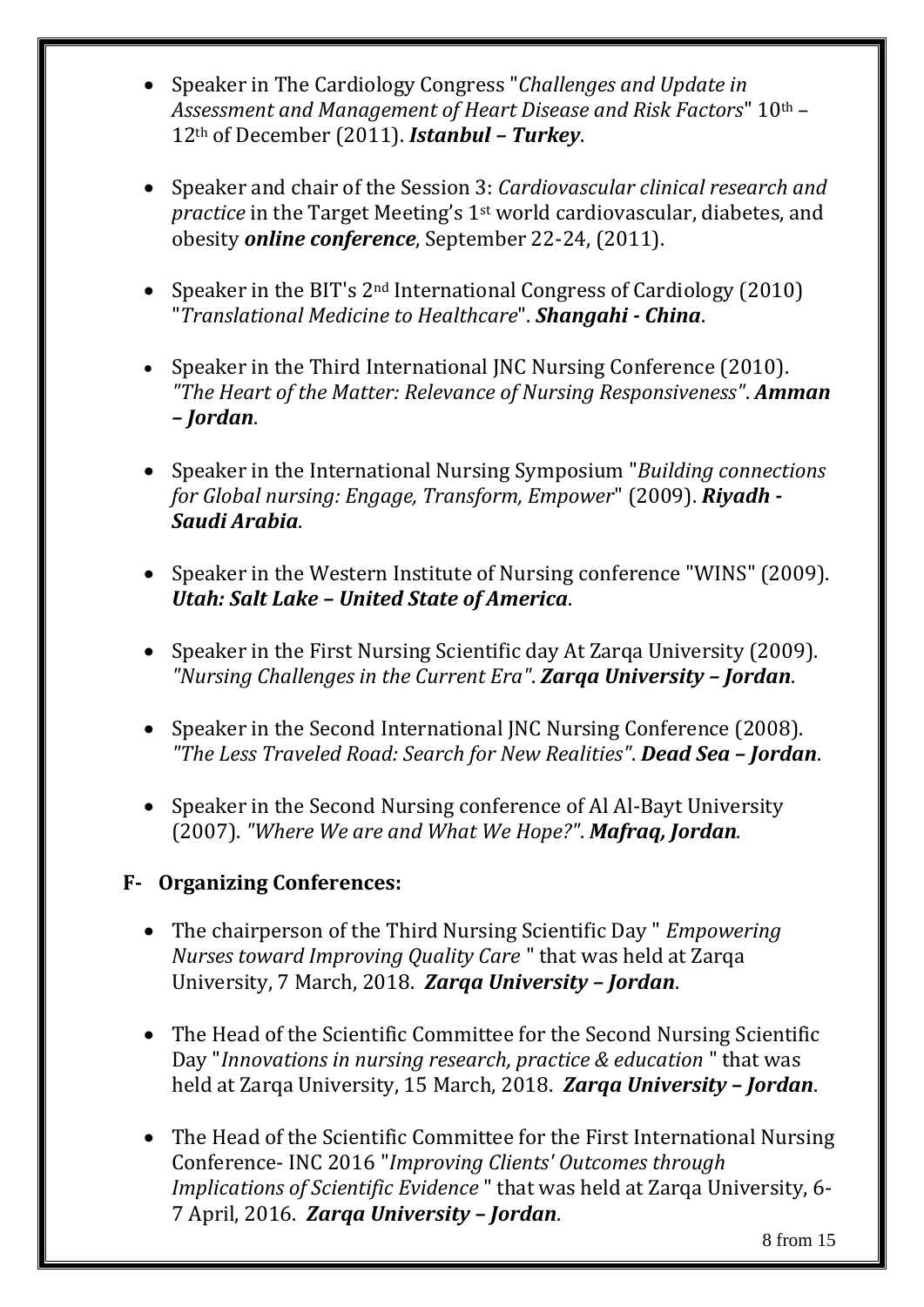- Speaker in The Cardiology Congress "*Challenges and Update in Assessment and Management of Heart Disease and Risk Factors*" 10th – 12th of December (2011). ***Istanbul – Turkey***.

- Speaker and chair of the Session 3: *Cardiovascular clinical research and practice* in the Target Meeting's 1st world cardiovascular, diabetes, and obesity ***online conference***, September 22-24, (2011).

- Speaker in the BIT's 2nd International Congress of Cardiology (2010) "*Translational Medicine to Healthcare*". ***Shangahi - China***.

- Speaker in the Third International JNC Nursing Conference (2010). *"The Heart of the Matter: Relevance of Nursing Responsiveness"*. ***Amman – Jordan***.

- Speaker in the International Nursing Symposium "*Building connections for Global nursing: Engage, Transform, Empower*" (2009). ***Riyadh - Saudi Arabia***.

- Speaker in the Western Institute of Nursing conference "WINS" (2009). ***Utah: Salt Lake – United State of America***.

- Speaker in the First Nursing Scientific day At Zarqa University (2009). *"Nursing Challenges in the Current Era"*. ***Zarqa University – Jordan***.

- Speaker in the Second International JNC Nursing Conference (2008). *"The Less Traveled Road: Search for New Realities"*. ***Dead Sea – Jordan***.

- Speaker in the Second Nursing conference of Al Al-Bayt University (2007). *"Where We are and What We Hope?"*. ***Mafraq, Jordan.***

## F- Organizing Conferences:

- The chairperson of the Third Nursing Scientific Day " *Empowering Nurses toward Improving Quality Care* " that was held at Zarqa University, 7 March, 2018. ***Zarqa University – Jordan***.

- The Head of the Scientific Committee for the Second Nursing Scientific Day "*Innovations in nursing research, practice & education* " that was held at Zarqa University, 15 March, 2018. ***Zarqa University – Jordan***.

- The Head of the Scientific Committee for the First International Nursing Conference- INC 2016 "*Improving Clients' Outcomes through Implications of Scientific Evidence* " that was held at Zarqa University, 6-7 April, 2016. ***Zarqa University – Jordan***.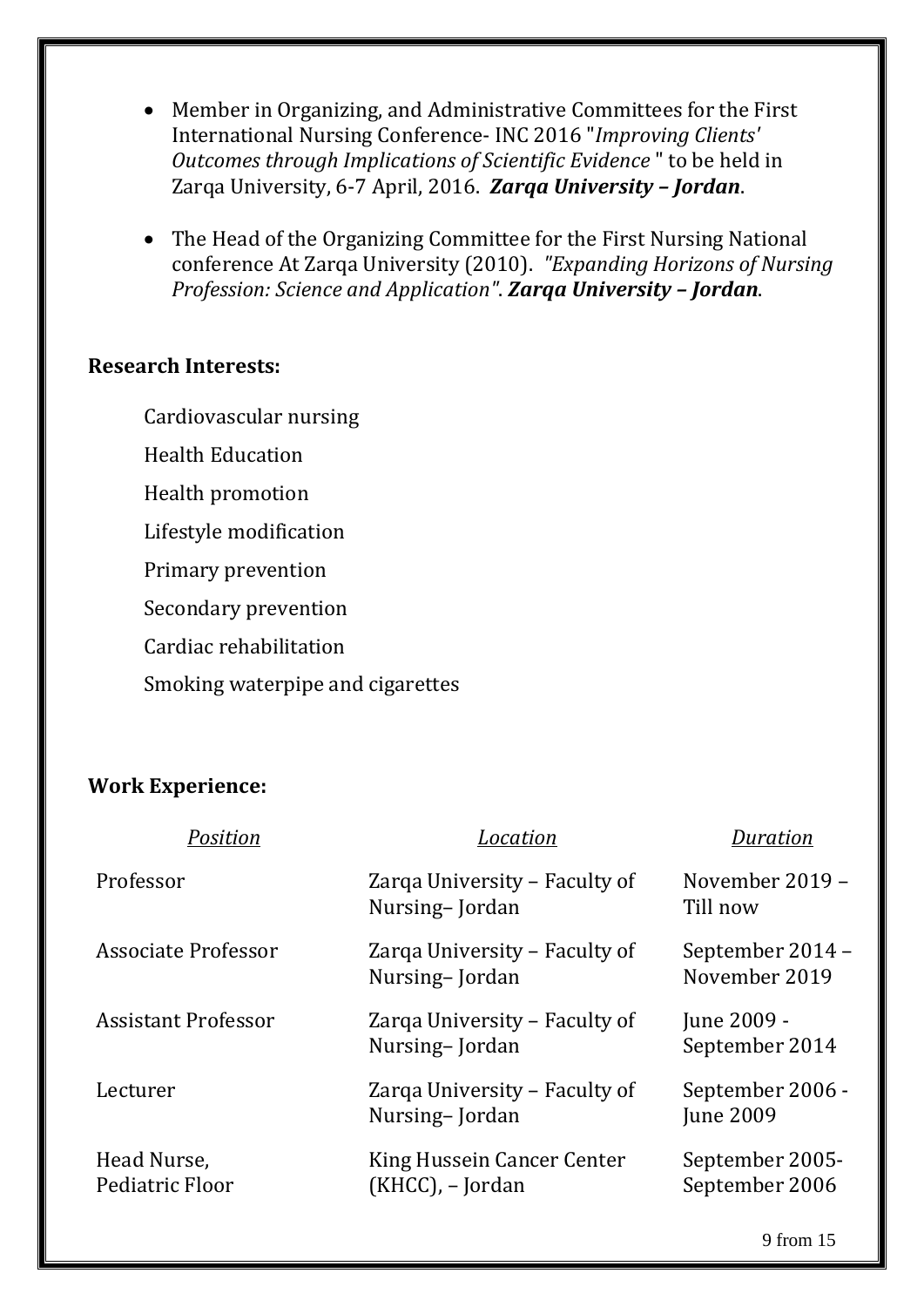- Member in Organizing, and Administrative Committees for the First International Nursing Conference- INC 2016 "*Improving Clients' Outcomes through Implications of Scientific Evidence* " to be held in Zarqa University, 6-7 April, 2016. ***Zarqa University – Jordan***.

- The Head of the Organizing Committee for the First Nursing National conference At Zarqa University (2010). *"Expanding Horizons of Nursing Profession: Science and Application"*. ***Zarqa University – Jordan***.

**Research Interests:**

Cardiovascular nursing

Health Education

Health promotion

Lifestyle modification

Primary prevention

Secondary prevention

Cardiac rehabilitation

Smoking waterpipe and cigarettes

**Work Experience:**

| *Position* | *Location* | *Duration* |
|---|---|---|
| Professor | Zarqa University – Faculty of Nursing– Jordan | November 2019 – Till now |
| Associate Professor | Zarqa University – Faculty of Nursing– Jordan | September 2014 – November 2019 |
| Assistant Professor | Zarqa University – Faculty of Nursing– Jordan | June 2009 - September 2014 |
| Lecturer | Zarqa University – Faculty of Nursing– Jordan | September 2006 - June 2009 |
| Head Nurse, Pediatric Floor | King Hussein Cancer Center (KHCC), – Jordan | September 2005- September 2006 |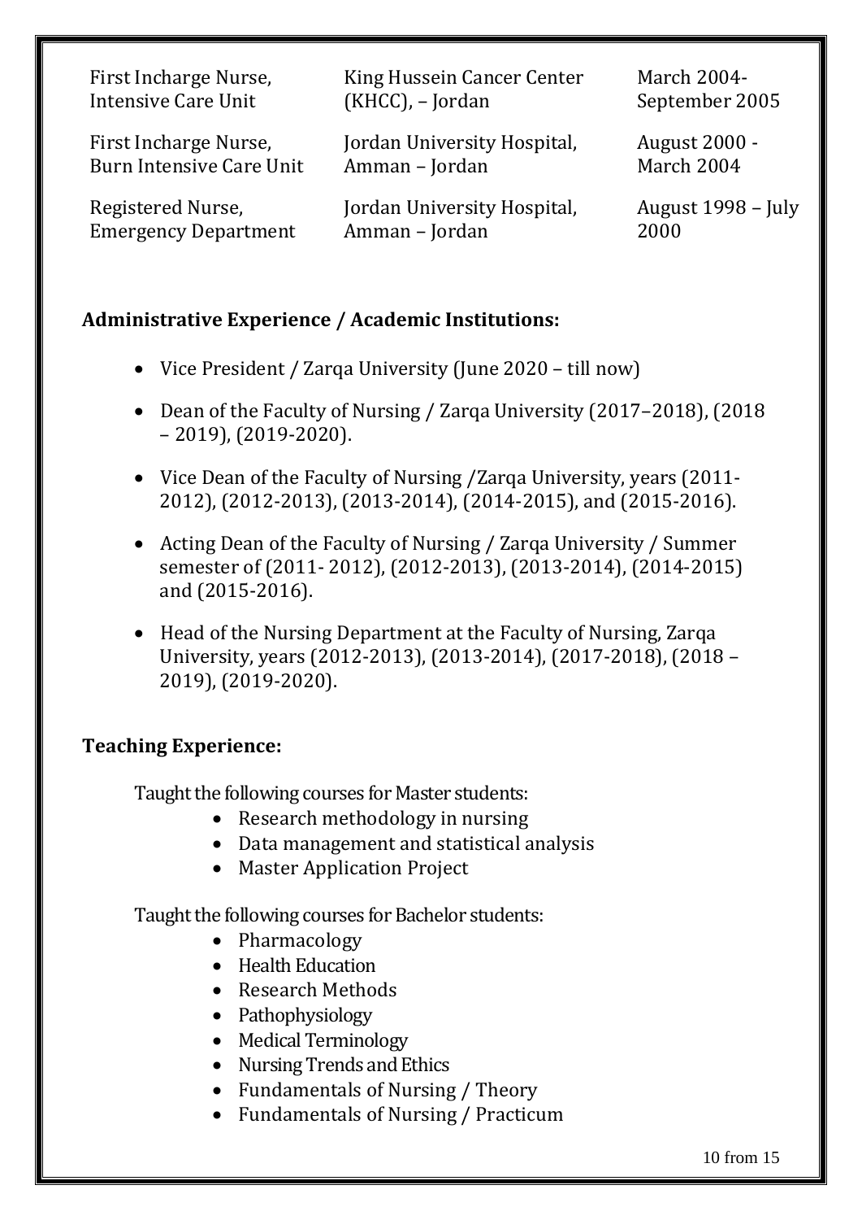| | | |
|---|---|---|
| First Incharge Nurse, Intensive Care Unit | King Hussein Cancer Center (KHCC), – Jordan | March 2004- September 2005 |
| First Incharge Nurse, Burn Intensive Care Unit | Jordan University Hospital, Amman – Jordan | August 2000 - March 2004 |
| Registered Nurse, Emergency Department | Jordan University Hospital, Amman – Jordan | August 1998 – July 2000 |

**Administrative Experience / Academic Institutions:**

- Vice President / Zarqa University (June 2020 – till now)
- Dean of the Faculty of Nursing / Zarqa University (2017–2018), (2018 – 2019), (2019-2020).
- Vice Dean of the Faculty of Nursing /Zarqa University, years (2011-2012), (2012-2013), (2013-2014), (2014-2015), and (2015-2016).
- Acting Dean of the Faculty of Nursing / Zarqa University / Summer semester of (2011- 2012), (2012-2013), (2013-2014), (2014-2015) and (2015-2016).
- Head of the Nursing Department at the Faculty of Nursing, Zarqa University, years (2012-2013), (2013-2014), (2017-2018), (2018 – 2019), (2019-2020).

**Teaching Experience:**

Taught the following courses for Master students:

- Research methodology in nursing
- Data management and statistical analysis
- Master Application Project

Taught the following courses for Bachelor students:

- Pharmacology
- Health Education
- Research Methods
- Pathophysiology
- Medical Terminology
- Nursing Trends and Ethics
- Fundamentals of Nursing / Theory
- Fundamentals of Nursing / Practicum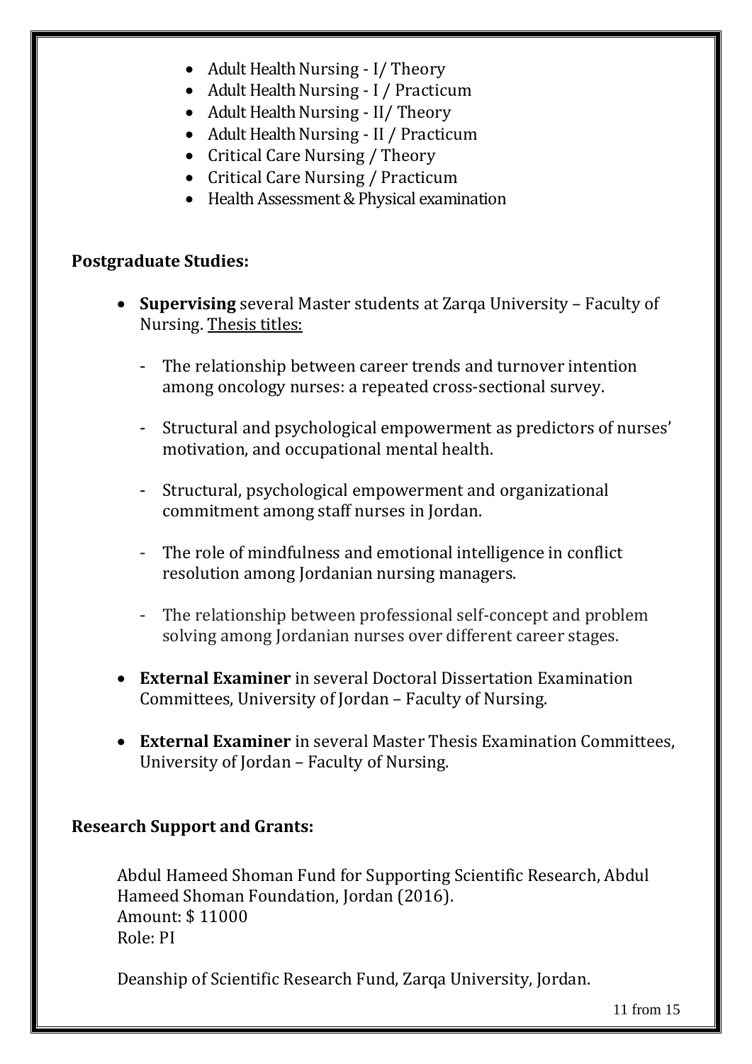- Adult Health Nursing - I/ Theory
- Adult Health Nursing - I / Practicum
- Adult Health Nursing - II/ Theory
- Adult Health Nursing - II / Practicum
- Critical Care Nursing / Theory
- Critical Care Nursing / Practicum
- Health Assessment & Physical examination

**Postgraduate Studies:**

- **Supervising** several Master students at Zarqa University – Faculty of Nursing. <u>Thesis titles:</u>

  - The relationship between career trends and turnover intention among oncology nurses: a repeated cross-sectional survey.

  - Structural and psychological empowerment as predictors of nurses' motivation, and occupational mental health.

  - Structural, psychological empowerment and organizational commitment among staff nurses in Jordan.

  - The role of mindfulness and emotional intelligence in conflict resolution among Jordanian nursing managers.

  - The relationship between professional self-concept and problem solving among Jordanian nurses over different career stages.

- **External Examiner** in several Doctoral Dissertation Examination Committees, University of Jordan – Faculty of Nursing.

- **External Examiner** in several Master Thesis Examination Committees, University of Jordan – Faculty of Nursing.

**Research Support and Grants:**

Abdul Hameed Shoman Fund for Supporting Scientific Research, Abdul Hameed Shoman Foundation, Jordan (2016).
Amount: $ 11000
Role: PI

Deanship of Scientific Research Fund, Zarqa University, Jordan.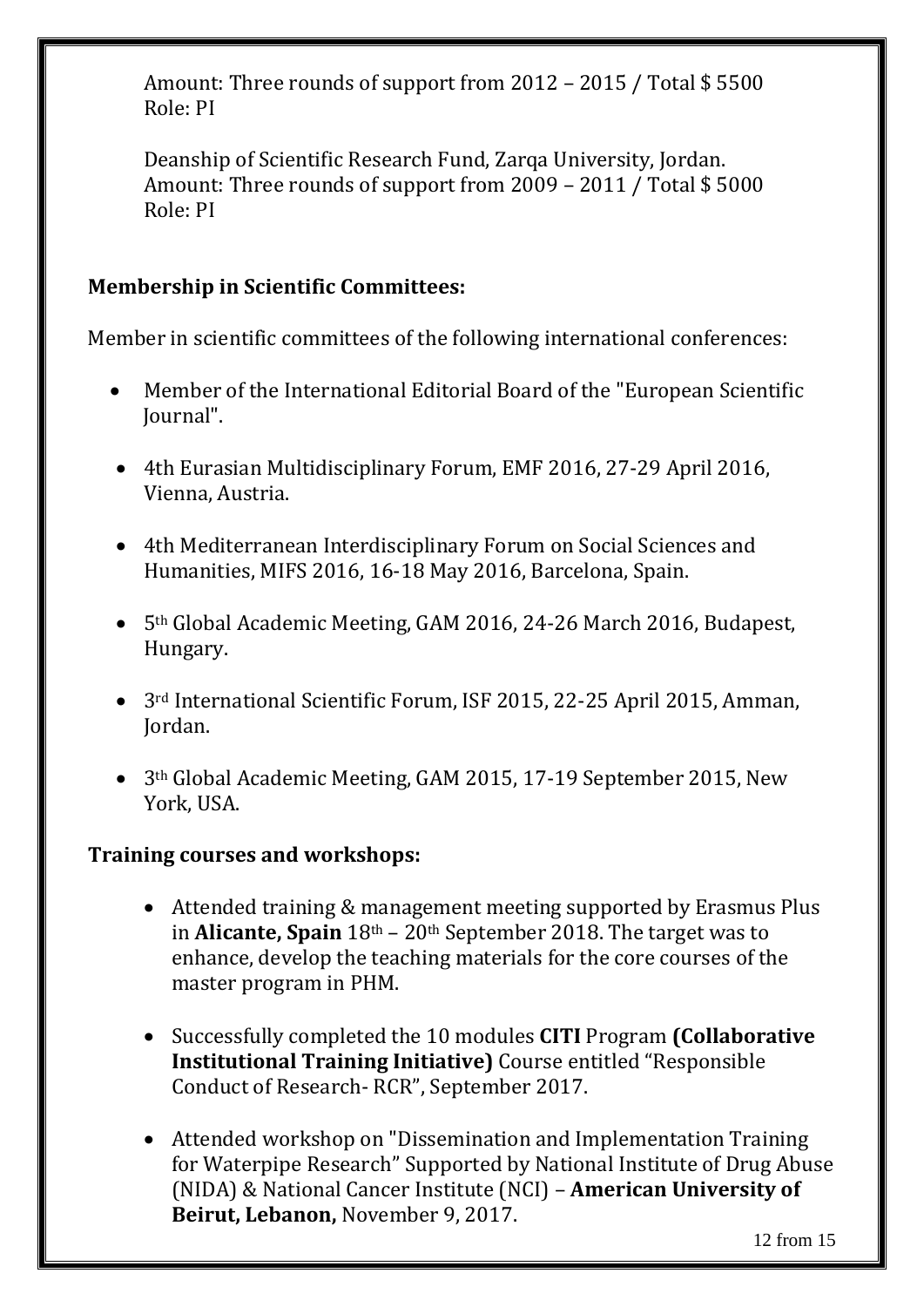Amount: Three rounds of support from 2012 – 2015 / Total $ 5500
Role: PI

Deanship of Scientific Research Fund, Zarqa University, Jordan.
Amount: Three rounds of support from 2009 – 2011 / Total $ 5000
Role: PI

**Membership in Scientific Committees:**

Member in scientific committees of the following international conferences:

- Member of the International Editorial Board of the "European Scientific Journal".
- 4th Eurasian Multidisciplinary Forum, EMF 2016, 27-29 April 2016, Vienna, Austria.
- 4th Mediterranean Interdisciplinary Forum on Social Sciences and Humanities, MIFS 2016, 16-18 May 2016, Barcelona, Spain.
- 5th Global Academic Meeting, GAM 2016, 24-26 March 2016, Budapest, Hungary.
- 3rd International Scientific Forum, ISF 2015, 22-25 April 2015, Amman, Jordan.
- 3th Global Academic Meeting, GAM 2015, 17-19 September 2015, New York, USA.

**Training courses and workshops:**

- Attended training & management meeting supported by Erasmus Plus in **Alicante, Spain** 18th – 20th September 2018. The target was to enhance, develop the teaching materials for the core courses of the master program in PHM.
- Successfully completed the 10 modules **CITI** Program **(Collaborative Institutional Training Initiative)** Course entitled "Responsible Conduct of Research- RCR", September 2017.
- Attended workshop on "Dissemination and Implementation Training for Waterpipe Research" Supported by National Institute of Drug Abuse (NIDA) & National Cancer Institute (NCI) – **American University of Beirut, Lebanon,** November 9, 2017.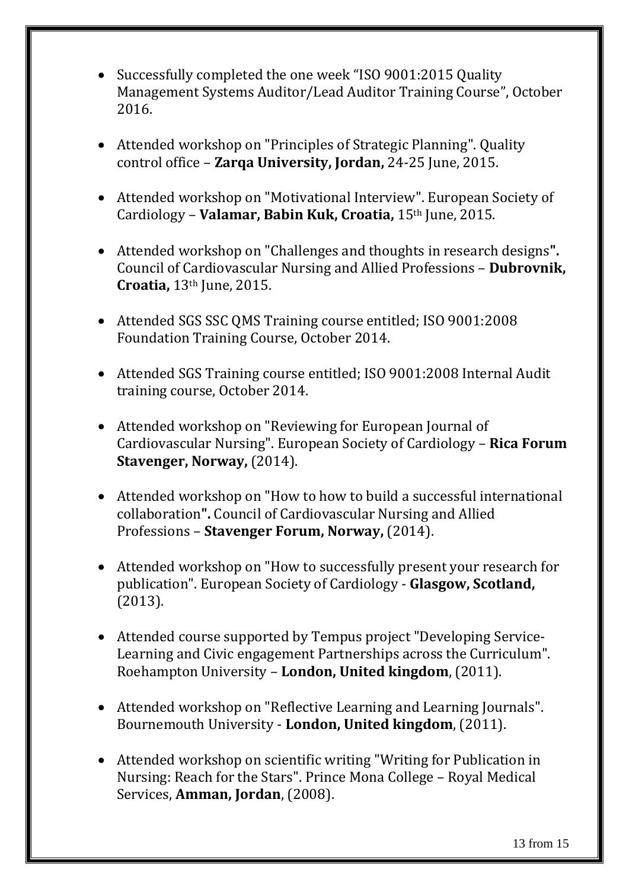- Successfully completed the one week “ISO 9001:2015 Quality Management Systems Auditor/Lead Auditor Training Course”, October 2016.

- Attended workshop on "Principles of Strategic Planning". Quality control office – **Zarqa University, Jordan,** 24-25 June, 2015.

- Attended workshop on "Motivational Interview". European Society of Cardiology – **Valamar, Babin Kuk, Croatia,** 15th June, 2015.

- Attended workshop on "Challenges and thoughts in research designs**".** Council of Cardiovascular Nursing and Allied Professions – **Dubrovnik, Croatia,** 13th June, 2015.

- Attended SGS SSC QMS Training course entitled; ISO 9001:2008 Foundation Training Course, October 2014.

- Attended SGS Training course entitled; ISO 9001:2008 Internal Audit training course, October 2014.

- Attended workshop on "Reviewing for European Journal of Cardiovascular Nursing". European Society of Cardiology – **Rica Forum Stavenger, Norway,** (2014).

- Attended workshop on "How to how to build a successful international collaboration**".** Council of Cardiovascular Nursing and Allied Professions – **Stavenger Forum, Norway,** (2014).

- Attended workshop on "How to successfully present your research for publication". European Society of Cardiology - **Glasgow, Scotland,** (2013).

- Attended course supported by Tempus project "Developing Service-Learning and Civic engagement Partnerships across the Curriculum". Roehampton University – **London, United kingdom**, (2011).

- Attended workshop on "Reflective Learning and Learning Journals". Bournemouth University - **London, United kingdom**, (2011).

- Attended workshop on scientific writing "Writing for Publication in Nursing: Reach for the Stars". Prince Mona College – Royal Medical Services, **Amman, Jordan**, (2008).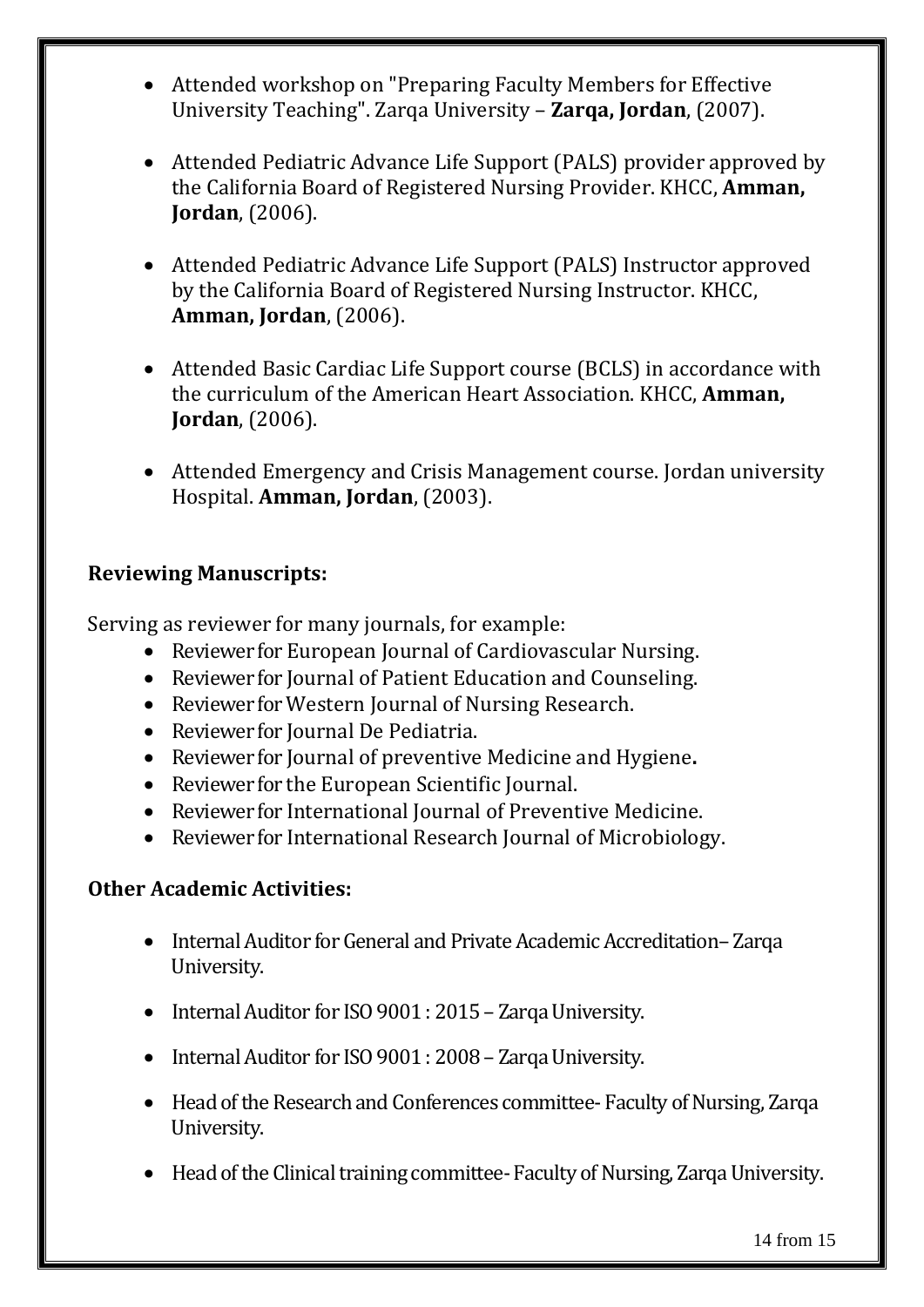- Attended workshop on "Preparing Faculty Members for Effective University Teaching". Zarqa University – **Zarqa, Jordan**, (2007).

- Attended Pediatric Advance Life Support (PALS) provider approved by the California Board of Registered Nursing Provider. KHCC, **Amman, Jordan**, (2006).

- Attended Pediatric Advance Life Support (PALS) Instructor approved by the California Board of Registered Nursing Instructor. KHCC, **Amman, Jordan**, (2006).

- Attended Basic Cardiac Life Support course (BCLS) in accordance with the curriculum of the American Heart Association. KHCC, **Amman, Jordan**, (2006).

- Attended Emergency and Crisis Management course. Jordan university Hospital. **Amman, Jordan**, (2003).

### Reviewing Manuscripts:

Serving as reviewer for many journals, for example:

- Reviewer for European Journal of Cardiovascular Nursing.
- Reviewer for Journal of Patient Education and Counseling.
- Reviewer for Western Journal of Nursing Research.
- Reviewer for Journal De Pediatria.
- Reviewer for Journal of preventive Medicine and Hygiene**.**
- Reviewer for the European Scientific Journal.
- Reviewer for International Journal of Preventive Medicine.
- Reviewer for International Research Journal of Microbiology.

### Other Academic Activities:

- Internal Auditor for General and Private Academic Accreditation– Zarqa University.

- Internal Auditor for ISO 9001 : 2015 – Zarqa University.

- Internal Auditor for ISO 9001 : 2008 – Zarqa University.

- Head of the Research and Conferences committee- Faculty of Nursing, Zarqa University.

- Head of the Clinical training committee- Faculty of Nursing, Zarqa University.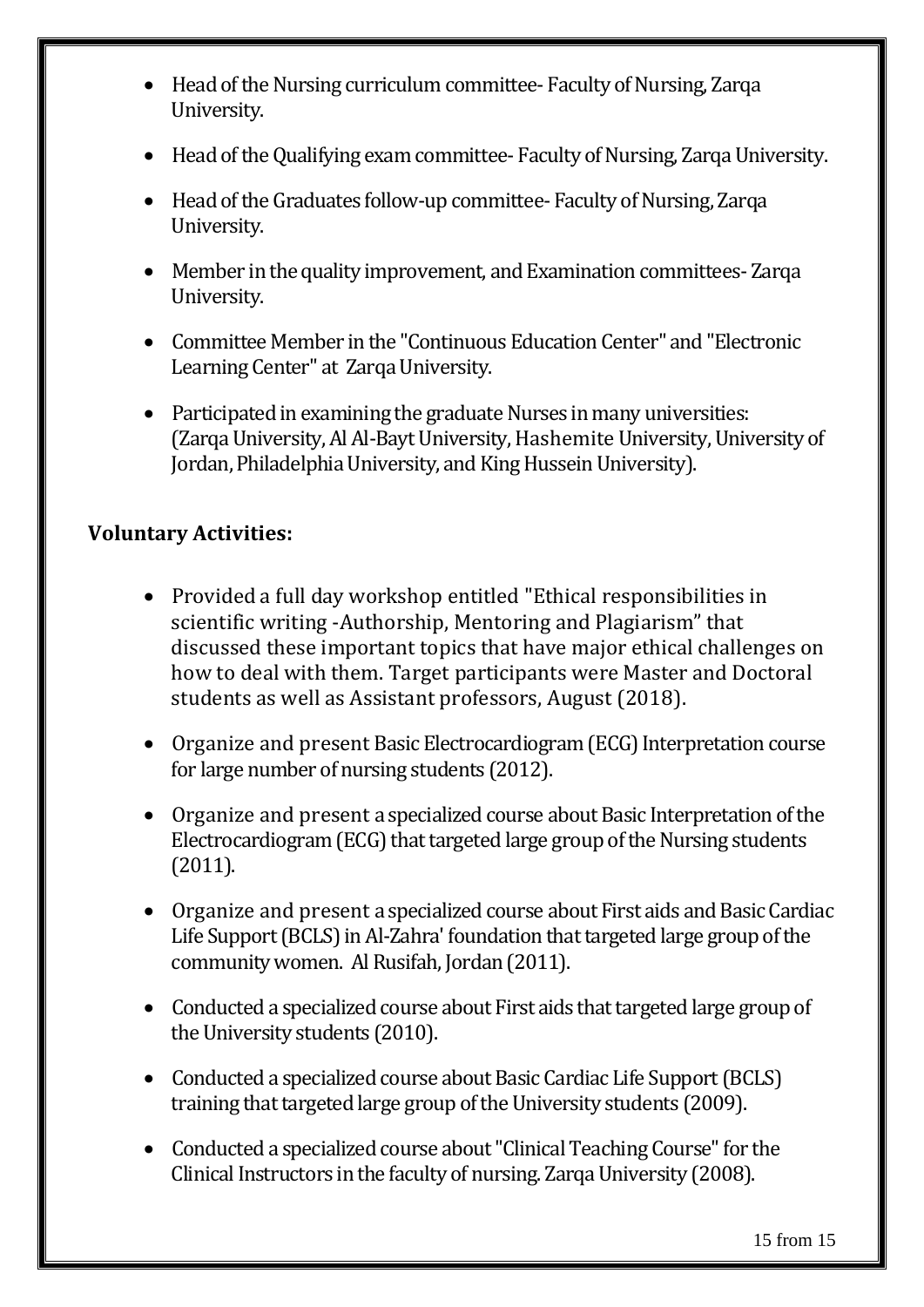- Head of the Nursing curriculum committee- Faculty of Nursing, Zarqa University.
- Head of the Qualifying exam committee- Faculty of Nursing, Zarqa University.
- Head of the Graduates follow-up committee- Faculty of Nursing, Zarqa University.
- Member in the quality improvement, and Examination committees- Zarqa University.
- Committee Member in the "Continuous Education Center" and "Electronic Learning Center" at Zarqa University.
- Participated in examining the graduate Nurses in many universities: (Zarqa University, Al Al-Bayt University, Hashemite University, University of Jordan, Philadelphia University, and King Hussein University).

**Voluntary Activities:**

- Provided a full day workshop entitled "Ethical responsibilities in scientific writing -Authorship, Mentoring and Plagiarism" that discussed these important topics that have major ethical challenges on how to deal with them. Target participants were Master and Doctoral students as well as Assistant professors, August (2018).
- Organize and present Basic Electrocardiogram (ECG) Interpretation course for large number of nursing students (2012).
- Organize and present a specialized course about Basic Interpretation of the Electrocardiogram (ECG) that targeted large group of the Nursing students (2011).
- Organize and present a specialized course about First aids and Basic Cardiac Life Support (BCLS) in Al-Zahra' foundation that targeted large group of the community women. Al Rusifah, Jordan (2011).
- Conducted a specialized course about First aids that targeted large group of the University students (2010).
- Conducted a specialized course about Basic Cardiac Life Support (BCLS) training that targeted large group of the University students (2009).
- Conducted a specialized course about "Clinical Teaching Course" for the Clinical Instructors in the faculty of nursing. Zarqa University (2008).